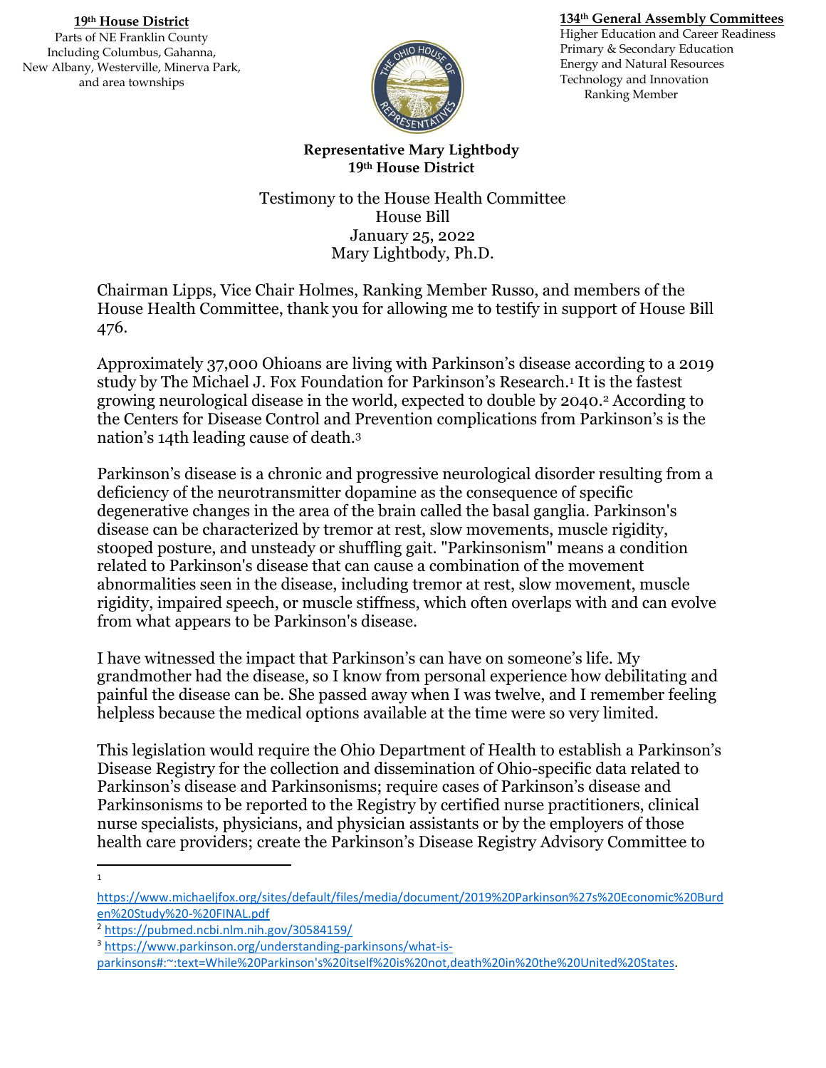**19th House District**

Parts of NE Franklin County
Including Columbus, Gahanna,
New Albany, Westerville, Minerva Park,
and area townships

**134th General Assembly Committees**

Higher Education and Career Readiness
Primary & Secondary Education
Energy and Natural Resources
Technology and Innovation
Ranking Member

**Representative Mary Lightbody**
**19th House District**

Testimony to the House Health Committee
House Bill
January 25, 2022
Mary Lightbody, Ph.D.

Chairman Lipps, Vice Chair Holmes, Ranking Member Russo, and members of the House Health Committee, thank you for allowing me to testify in support of House Bill 476.

Approximately 37,000 Ohioans are living with Parkinson's disease according to a 2019 study by The Michael J. Fox Foundation for Parkinson's Research.[1] It is the fastest growing neurological disease in the world, expected to double by 2040.[2] According to the Centers for Disease Control and Prevention complications from Parkinson's is the nation's 14th leading cause of death.[3]

Parkinson's disease is a chronic and progressive neurological disorder resulting from a deficiency of the neurotransmitter dopamine as the consequence of specific degenerative changes in the area of the brain called the basal ganglia. Parkinson's disease can be characterized by tremor at rest, slow movements, muscle rigidity, stooped posture, and unsteady or shuffling gait. "Parkinsonism" means a condition related to Parkinson's disease that can cause a combination of the movement abnormalities seen in the disease, including tremor at rest, slow movement, muscle rigidity, impaired speech, or muscle stiffness, which often overlaps with and can evolve from what appears to be Parkinson's disease.

I have witnessed the impact that Parkinson's can have on someone's life. My grandmother had the disease, so I know from personal experience how debilitating and painful the disease can be. She passed away when I was twelve, and I remember feeling helpless because the medical options available at the time were so very limited.

This legislation would require the Ohio Department of Health to establish a Parkinson's Disease Registry for the collection and dissemination of Ohio-specific data related to Parkinson's disease and Parkinsonisms; require cases of Parkinson's disease and Parkinsonisms to be reported to the Registry by certified nurse practitioners, clinical nurse specialists, physicians, and physician assistants or by the employers of those health care providers; create the Parkinson's Disease Registry Advisory Committee to

---

[1] https://www.michaeljfox.org/sites/default/files/media/document/2019%20Parkinson%27s%20Economic%20Burden%20Study%20-%20FINAL.pdf

[2] https://pubmed.ncbi.nlm.nih.gov/30584159/

[3] https://www.parkinson.org/understanding-parkinsons/what-is-parkinsons#:~:text=While%20Parkinson's%20itself%20is%20not,death%20in%20the%20United%20States.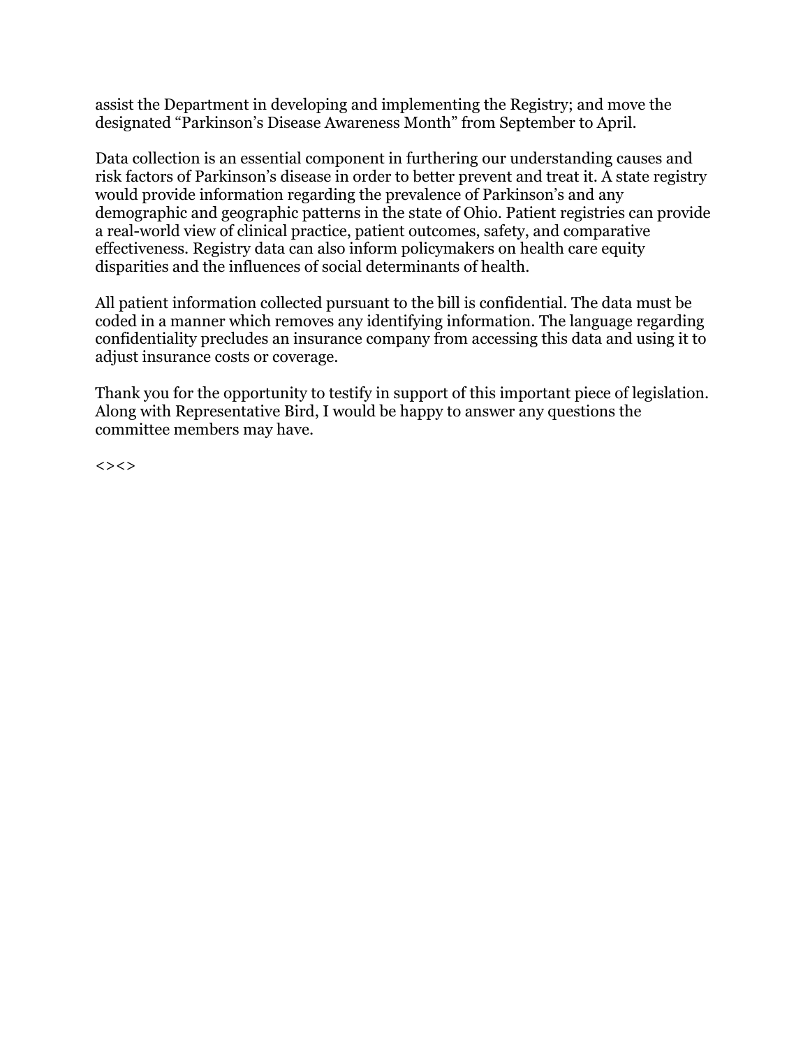assist the Department in developing and implementing the Registry; and move the designated "Parkinson's Disease Awareness Month" from September to April.

Data collection is an essential component in furthering our understanding causes and risk factors of Parkinson's disease in order to better prevent and treat it. A state registry would provide information regarding the prevalence of Parkinson's and any demographic and geographic patterns in the state of Ohio. Patient registries can provide a real-world view of clinical practice, patient outcomes, safety, and comparative effectiveness. Registry data can also inform policymakers on health care equity disparities and the influences of social determinants of health.

All patient information collected pursuant to the bill is confidential. The data must be coded in a manner which removes any identifying information. The language regarding confidentiality precludes an insurance company from accessing this data and using it to adjust insurance costs or coverage.

Thank you for the opportunity to testify in support of this important piece of legislation. Along with Representative Bird, I would be happy to answer any questions the committee members may have.

<><>